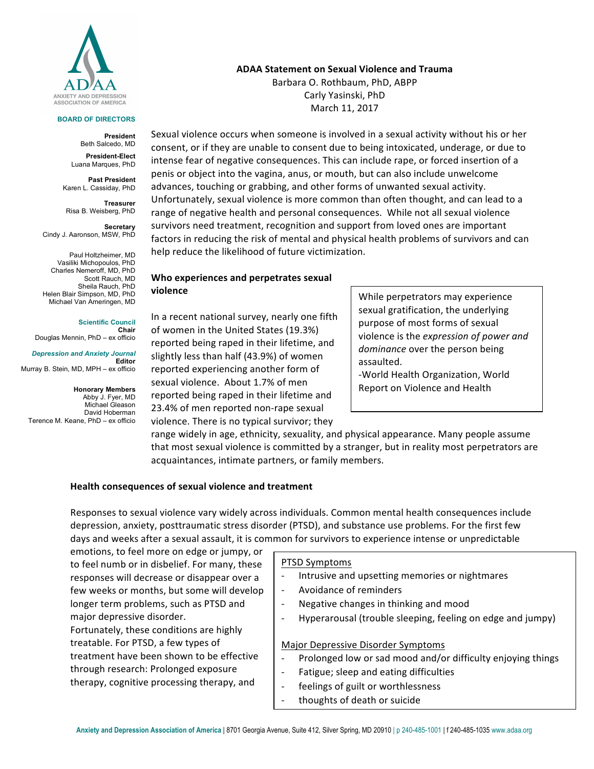ANXIETY AND DEPRESSION ASSOCIATION OF AMERICA

**BOARD OF DIRECTORS**

**President**
Beth Salcedo, MD

**President-Elect**
Luana Marques, PhD

**Past President**
Karen L. Cassiday, PhD

**Treasurer**
Risa B. Weisberg, PhD

**Secretary**
Cindy J. Aaronson, MSW, PhD

Paul Holtzheimer, MD
Vasiliki Michopoulos, PhD
Charles Nemeroff, MD, PhD
Scott Rauch, MD
Sheila Rauch, PhD
Helen Blair Simpson, MD, PhD
Michael Van Ameringen, MD

**Scientific Council**
**Chair**
Douglas Mennin, PhD – ex officio

***Depression and Anxiety Journal***
**Editor**
Murray B. Stein, MD, MPH – ex officio

**Honorary Members**
Abby J. Fyer, MD
Michael Gleason
David Hoberman
Terence M. Keane, PhD – ex officio

# ADAA Statement on Sexual Violence and Trauma

Barbara O. Rothbaum, PhD, ABPP
Carly Yasinski, PhD
March 11, 2017

Sexual violence occurs when someone is involved in a sexual activity without his or her consent, or if they are unable to consent due to being intoxicated, underage, or due to intense fear of negative consequences. This can include rape, or forced insertion of a penis or object into the vagina, anus, or mouth, but can also include unwelcome advances, touching or grabbing, and other forms of unwanted sexual activity. Unfortunately, sexual violence is more common than often thought, and can lead to a range of negative health and personal consequences. While not all sexual violence survivors need treatment, recognition and support from loved ones are important factors in reducing the risk of mental and physical health problems of survivors and can help reduce the likelihood of future victimization.

## Who experiences and perpetrates sexual violence

In a recent national survey, nearly one fifth of women in the United States (19.3%) reported being raped in their lifetime, and slightly less than half (43.9%) of women reported experiencing another form of sexual violence. About 1.7% of men reported being raped in their lifetime and 23.4% of men reported non-rape sexual violence. There is no typical survivor; they range widely in age, ethnicity, sexuality, and physical appearance. Many people assume that most sexual violence is committed by a stranger, but in reality most perpetrators are acquaintances, intimate partners, or family members.

> While perpetrators may experience sexual gratification, the underlying purpose of most forms of sexual violence is the *expression of power and dominance* over the person being assaulted.
> -World Health Organization, World Report on Violence and Health

## Health consequences of sexual violence and treatment

Responses to sexual violence vary widely across individuals. Common mental health consequences include depression, anxiety, posttraumatic stress disorder (PTSD), and substance use problems. For the first few days and weeks after a sexual assault, it is common for survivors to experience intense or unpredictable emotions, to feel more on edge or jumpy, or to feel numb or in disbelief. For many, these responses will decrease or disappear over a few weeks or months, but some will develop longer term problems, such as PTSD and major depressive disorder.
Fortunately, these conditions are highly treatable. For PTSD, a few types of treatment have been shown to be effective through research: Prolonged exposure therapy, cognitive processing therapy, and

> PTSD Symptoms
> - Intrusive and upsetting memories or nightmares
> - Avoidance of reminders
> - Negative changes in thinking and mood
> - Hyperarousal (trouble sleeping, feeling on edge and jumpy)
>
> Major Depressive Disorder Symptoms
> - Prolonged low or sad mood and/or difficulty enjoying things
> - Fatigue; sleep and eating difficulties
> - feelings of guilt or worthlessness
> - thoughts of death or suicide

**Anxiety and Depression Association of America** | 8701 Georgia Avenue, Suite 412, Silver Spring, MD 20910 | p 240-485-1001 | f 240-485-1035 www.adaa.org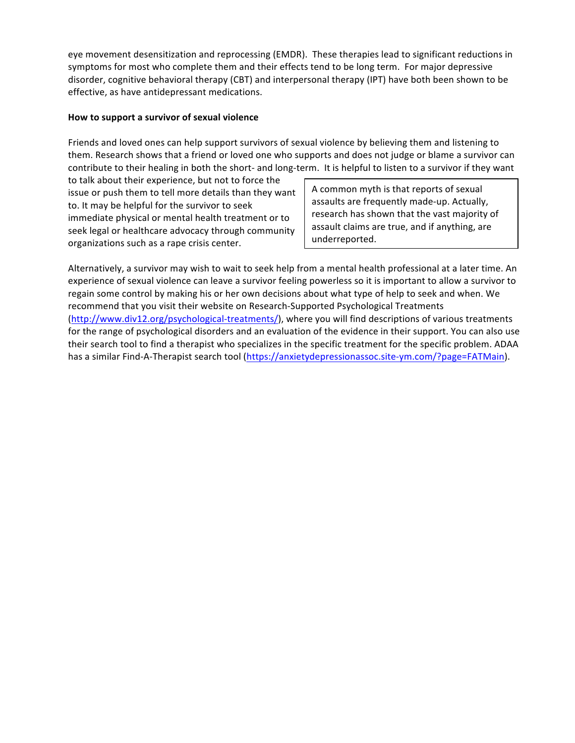eye movement desensitization and reprocessing (EMDR). These therapies lead to significant reductions in symptoms for most who complete them and their effects tend to be long term. For major depressive disorder, cognitive behavioral therapy (CBT) and interpersonal therapy (IPT) have both been shown to be effective, as have antidepressant medications.

**How to support a survivor of sexual violence**

Friends and loved ones can help support survivors of sexual violence by believing them and listening to them. Research shows that a friend or loved one who supports and does not judge or blame a survivor can contribute to their healing in both the short- and long-term. It is helpful to listen to a survivor if they want to talk about their experience, but not to force the issue or push them to tell more details than they want to. It may be helpful for the survivor to seek immediate physical or mental health treatment or to seek legal or healthcare advocacy through community organizations such as a rape crisis center.

> A common myth is that reports of sexual assaults are frequently made-up. Actually, research has shown that the vast majority of assault claims are true, and if anything, are underreported.

Alternatively, a survivor may wish to wait to seek help from a mental health professional at a later time. An experience of sexual violence can leave a survivor feeling powerless so it is important to allow a survivor to regain some control by making his or her own decisions about what type of help to seek and when. We recommend that you visit their website on Research-Supported Psychological Treatments (http://www.div12.org/psychological-treatments/), where you will find descriptions of various treatments for the range of psychological disorders and an evaluation of the evidence in their support. You can also use their search tool to find a therapist who specializes in the specific treatment for the specific problem. ADAA has a similar Find-A-Therapist search tool (https://anxietydepressionassoc.site-ym.com/?page=FATMain).